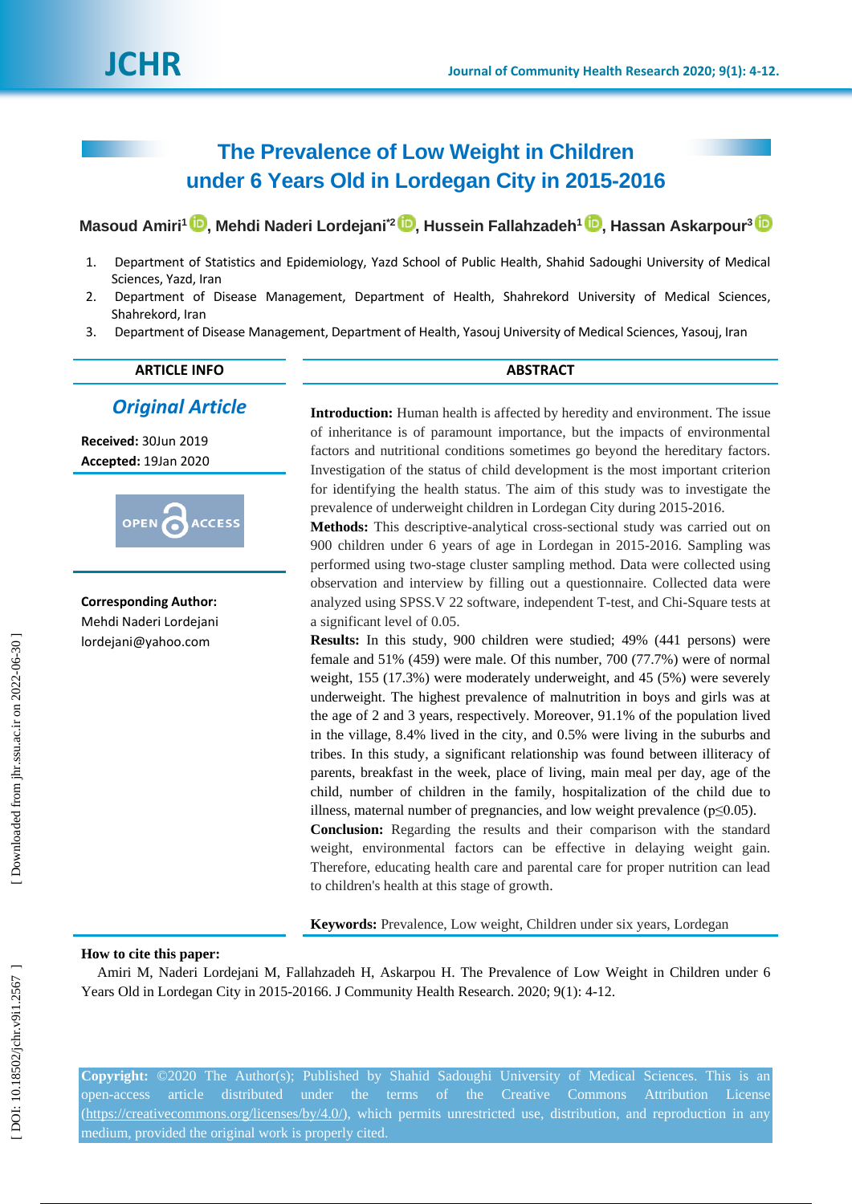# The Prevalence of Low Weight in Children under 6 Years Old in Lordegan City in 2015-2016

**Masoud Amiri[1], Mehdi Naderi Lordejani[*2], Hussein Fallahzadeh[1], Hassan Askarpour[3]**

1. Department of Statistics and Epidemiology, Yazd School of Public Health, Shahid Sadoughi University of Medical Sciences, Yazd, Iran
2. Department of Disease Management, Department of Health, Shahrekord University of Medical Sciences, Shahrekord, Iran
3. Department of Disease Management, Department of Health, Yasouj University of Medical Sciences, Yasouj, Iran

**ARTICLE INFO**

*Original Article*

**Received:** 30Jun 2019
**Accepted:** 19Jan 2020

OPEN ACCESS

**Corresponding Author:**
Mehdi Naderi Lordejani
lordejani@yahoo.com

**ABSTRACT**

**Introduction:** Human health is affected by heredity and environment. The issue of inheritance is of paramount importance, but the impacts of environmental factors and nutritional conditions sometimes go beyond the hereditary factors. Investigation of the status of child development is the most important criterion for identifying the health status. The aim of this study was to investigate the prevalence of underweight children in Lordegan City during 2015-2016.

**Methods:** This descriptive-analytical cross-sectional study was carried out on 900 children under 6 years of age in Lordegan in 2015-2016. Sampling was performed using two-stage cluster sampling method. Data were collected using observation and interview by filling out a questionnaire. Collected data were analyzed using SPSS.V 22 software, independent T-test, and Chi-Square tests at a significant level of 0.05.

**Results:** In this study, 900 children were studied; 49% (441 persons) were female and 51% (459) were male. Of this number, 700 (77.7%) were of normal weight, 155 (17.3%) were moderately underweight, and 45 (5%) were severely underweight. The highest prevalence of malnutrition in boys and girls was at the age of 2 and 3 years, respectively. Moreover, 91.1% of the population lived in the village, 8.4% lived in the city, and 0.5% were living in the suburbs and tribes. In this study, a significant relationship was found between illiteracy of parents, breakfast in the week, place of living, main meal per day, age of the child, number of children in the family, hospitalization of the child due to illness, maternal number of pregnancies, and low weight prevalence ($p \leq 0.05$).

**Conclusion:** Regarding the results and their comparison with the standard weight, environmental factors can be effective in delaying weight gain. Therefore, educating health care and parental care for proper nutrition can lead to children's health at this stage of growth.

**Keywords:** Prevalence, Low weight, Children under six years, Lordegan

**How to cite this paper:**

Amiri M, Naderi Lordejani M, Fallahzadeh H, Askarpou H. The Prevalence of Low Weight in Children under 6 Years Old in Lordegan City in 2015-20166. J Community Health Research. 2020; 9(1): 4-12.

**Copyright:** ©2020 The Author(s); Published by Shahid Sadoughi University of Medical Sciences. This is an open-access article distributed under the terms of the Creative Commons Attribution License (https://creativecommons.org/licenses/by/4.0/), which permits unrestricted use, distribution, and reproduction in any medium, provided the original work is properly cited.

[ DOI: 10.18502/jchr.v9i1.2567 ]

[ Downloaded from jhr.ssu.ac.ir on 2022-06-30 ]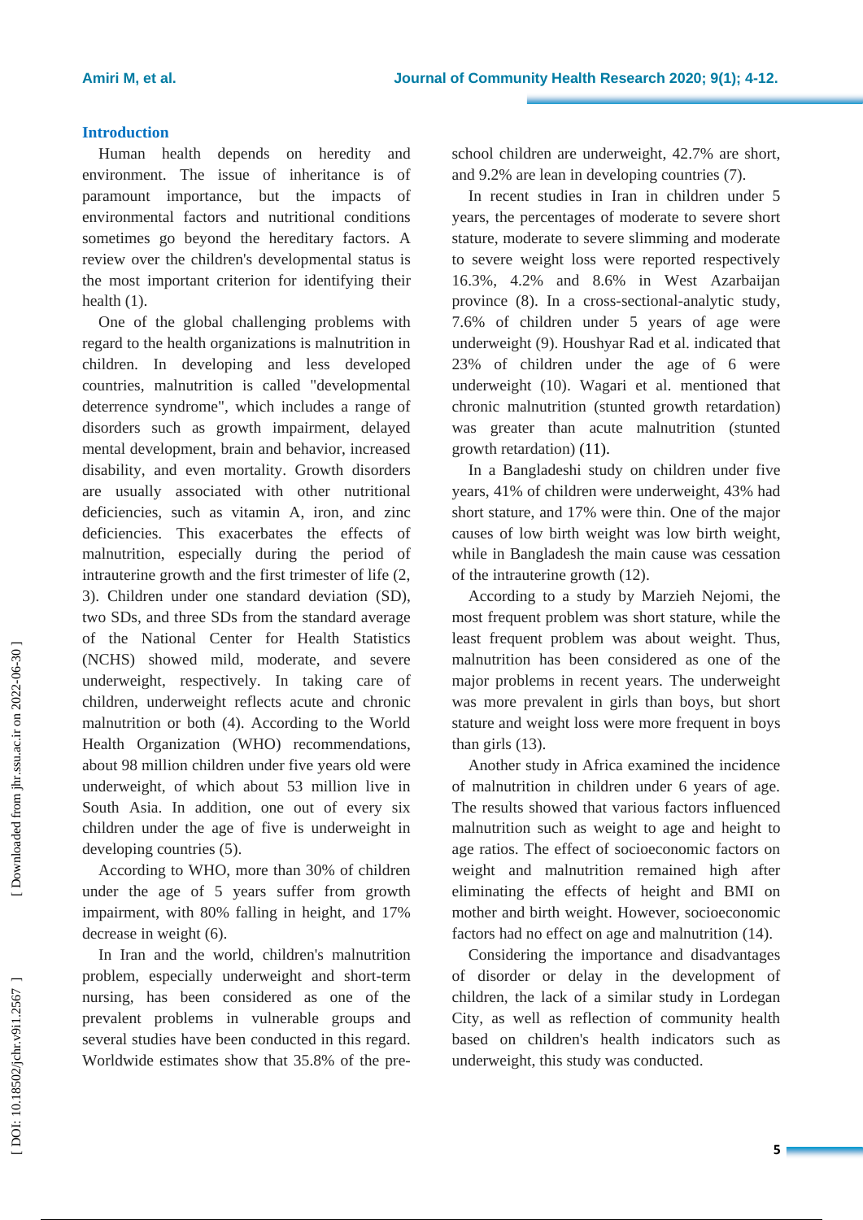## Introduction

Human health depends on heredity and environment. The issue of inheritance is of paramount importance, but the impacts of environmental factors and nutritional conditions sometimes go beyond the hereditary factors. A review over the children's developmental status is the most important criterion for identifying their health (1).

One of the global challenging problems with regard to the health organizations is malnutrition in children. In developing and less developed countries, malnutrition is called "developmental deterrence syndrome", which includes a range of disorders such as growth impairment, delayed mental development, brain and behavior, increased disability, and even mortality. Growth disorders are usually associated with other nutritional deficiencies, such as vitamin A, iron, and zinc deficiencies. This exacerbates the effects of malnutrition, especially during the period of intrauterine growth and the first trimester of life (2, 3). Children under one standard deviation (SD), two SDs, and three SDs from the standard average of the National Center for Health Statistics (NCHS) showed mild, moderate, and severe underweight, respectively. In taking care of children, underweight reflects acute and chronic malnutrition or both (4). According to the World Health Organization (WHO) recommendations, about 98 million children under five years old were underweight, of which about 53 million live in South Asia. In addition, one out of every six children under the age of five is underweight in developing countries (5).

According to WHO, more than 30% of children under the age of 5 years suffer from growth impairment, with 80% falling in height, and 17% decrease in weight (6).

In Iran and the world, children's malnutrition problem, especially underweight and short-term nursing, has been considered as one of the prevalent problems in vulnerable groups and several studies have been conducted in this regard. Worldwide estimates show that 35.8% of the pre-school children are underweight, 42.7% are short, and 9.2% are lean in developing countries (7).

In recent studies in Iran in children under 5 years, the percentages of moderate to severe short stature, moderate to severe slimming and moderate to severe weight loss were reported respectively 16.3%, 4.2% and 8.6% in West Azarbaijan province (8). In a cross-sectional-analytic study, 7.6% of children under 5 years of age were underweight (9). Houshyar Rad et al. indicated that 23% of children under the age of 6 were underweight (10). Wagari et al. mentioned that chronic malnutrition (stunted growth retardation) was greater than acute malnutrition (stunted growth retardation) (11).

In a Bangladeshi study on children under five years, 41% of children were underweight, 43% had short stature, and 17% were thin. One of the major causes of low birth weight was low birth weight, while in Bangladesh the main cause was cessation of the intrauterine growth (12).

According to a study by Marzieh Nejomi, the most frequent problem was short stature, while the least frequent problem was about weight. Thus, malnutrition has been considered as one of the major problems in recent years. The underweight was more prevalent in girls than boys, but short stature and weight loss were more frequent in boys than girls (13).

Another study in Africa examined the incidence of malnutrition in children under 6 years of age. The results showed that various factors influenced malnutrition such as weight to age and height to age ratios. The effect of socioeconomic factors on weight and malnutrition remained high after eliminating the effects of height and BMI on mother and birth weight. However, socioeconomic factors had no effect on age and malnutrition (14).

Considering the importance and disadvantages of disorder or delay in the development of children, the lack of a similar study in Lordegan City, as well as reflection of community health based on children's health indicators such as underweight, this study was conducted.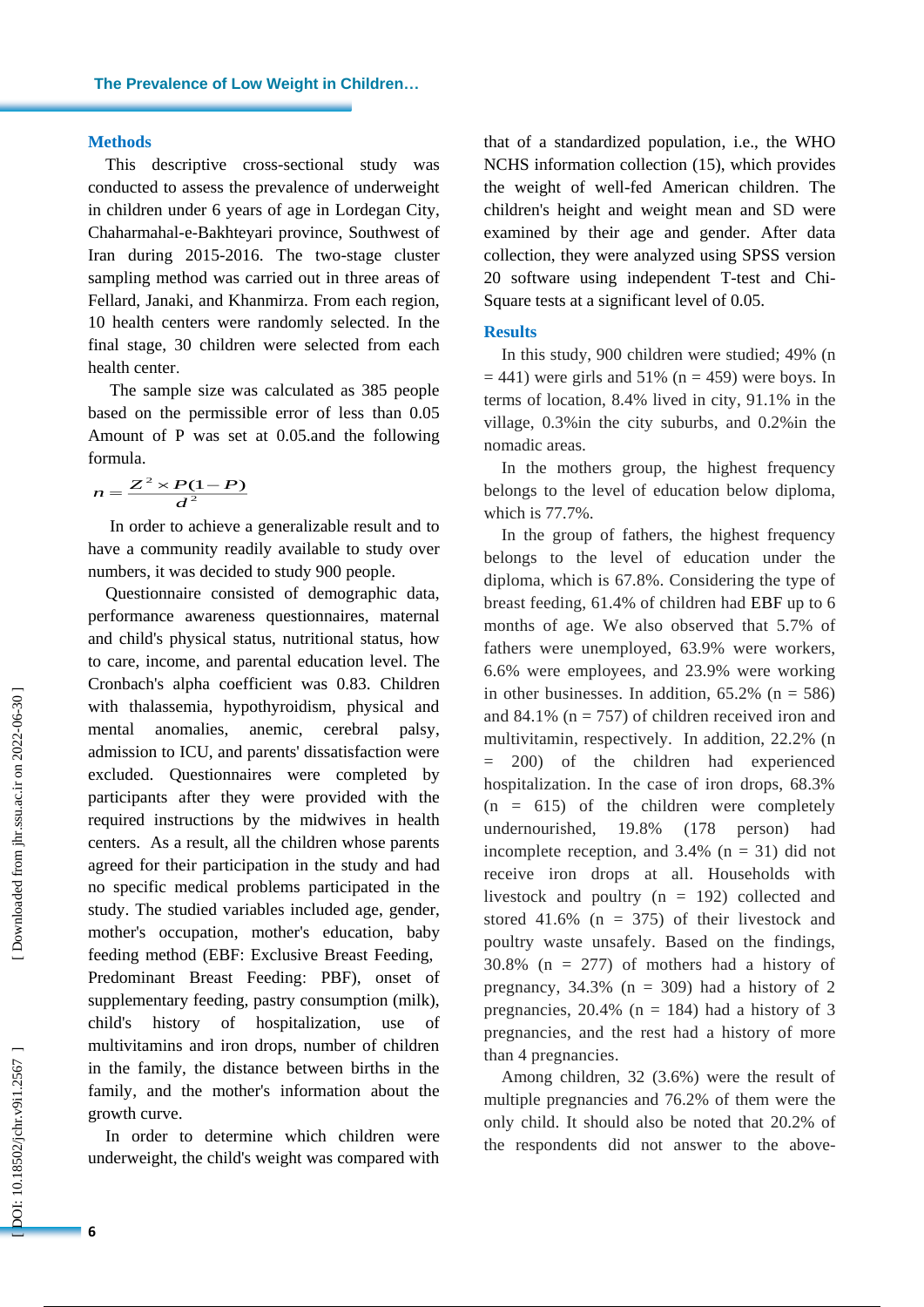## Methods

This descriptive cross-sectional study was conducted to assess the prevalence of underweight in children under 6 years of age in Lordegan City, Chaharmahal-e-Bakhteyari province, Southwest of Iran during 2015-2016. The two-stage cluster sampling method was carried out in three areas of Fellard, Janaki, and Khanmirza. From each region, 10 health centers were randomly selected. In the final stage, 30 children were selected from each health center.

The sample size was calculated as 385 people based on the permissible error of less than 0.05 Amount of P was set at 0.05.and the following formula.

$$n = \frac{Z^2 \times P(1-P)}{d^2}$$

In order to achieve a generalizable result and to have a community readily available to study over numbers, it was decided to study 900 people.

Questionnaire consisted of demographic data, performance awareness questionnaires, maternal and child's physical status, nutritional status, how to care, income, and parental education level. The Cronbach's alpha coefficient was 0.83. Children with thalassemia, hypothyroidism, physical and mental anomalies, anemic, cerebral palsy, admission to ICU, and parents' dissatisfaction were excluded. Questionnaires were completed by participants after they were provided with the required instructions by the midwives in health centers. As a result, all the children whose parents agreed for their participation in the study and had no specific medical problems participated in the study. The studied variables included age, gender, mother's occupation, mother's education, baby feeding method (EBF: Exclusive Breast Feeding, Predominant Breast Feeding: PBF), onset of supplementary feeding, pastry consumption (milk), child's history of hospitalization, use of multivitamins and iron drops, number of children in the family, the distance between births in the family, and the mother's information about the growth curve.

In order to determine which children were underweight, the child's weight was compared with that of a standardized population, i.e., the WHO NCHS information collection (15), which provides the weight of well-fed American children. The children's height and weight mean and SD were examined by their age and gender. After data collection, they were analyzed using SPSS version 20 software using independent T-test and Chi-Square tests at a significant level of 0.05.

## Results

In this study, 900 children were studied; 49% (n = 441) were girls and 51% (n = 459) were boys. In terms of location, 8.4% lived in city, 91.1% in the village, 0.3%in the city suburbs, and 0.2%in the nomadic areas.

In the mothers group, the highest frequency belongs to the level of education below diploma, which is 77.7%.

In the group of fathers, the highest frequency belongs to the level of education under the diploma, which is 67.8%. Considering the type of breast feeding, 61.4% of children had EBF up to 6 months of age. We also observed that 5.7% of fathers were unemployed, 63.9% were workers, 6.6% were employees, and 23.9% were working in other businesses. In addition, 65.2% (n = 586) and 84.1% (n = 757) of children received iron and multivitamin, respectively. In addition, 22.2% (n = 200) of the children had experienced hospitalization. In the case of iron drops, 68.3% (n = 615) of the children were completely undernourished, 19.8% (178 person) had incomplete reception, and 3.4% (n = 31) did not receive iron drops at all. Households with livestock and poultry (n = 192) collected and stored 41.6% (n = 375) of their livestock and poultry waste unsafely. Based on the findings, 30.8% (n = 277) of mothers had a history of pregnancy, 34.3% (n = 309) had a history of 2 pregnancies, 20.4% (n = 184) had a history of 3 pregnancies, and the rest had a history of more than 4 pregnancies.

Among children, 32 (3.6%) were the result of multiple pregnancies and 76.2% of them were the only child. It should also be noted that 20.2% of the respondents did not answer to the above-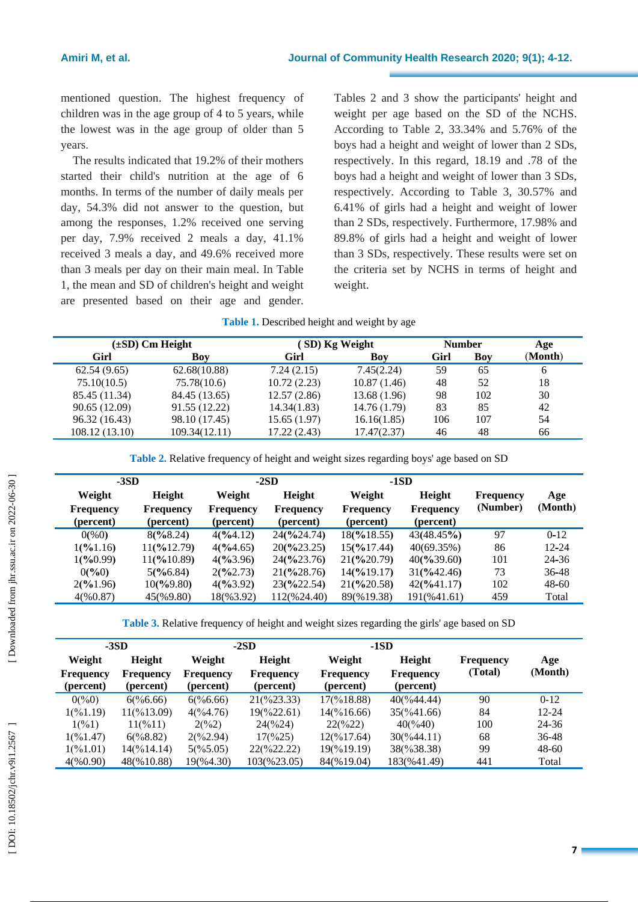mentioned question. The highest frequency of children was in the age group of 4 to 5 years, while the lowest was in the age group of older than 5 years.

The results indicated that 19.2% of their mothers started their child's nutrition at the age of 6 months. In terms of the number of daily meals per day, 54.3% did not answer to the question, but among the responses, 1.2% received one serving per day, 7.9% received 2 meals a day, 41.1% received 3 meals a day, and 49.6% received more than 3 meals per day on their main meal. In Table 1, the mean and SD of children's height and weight are presented based on their age and gender.

Tables 2 and 3 show the participants' height and weight per age based on the SD of the NCHS. According to Table 2, 33.34% and 5.76% of the boys had a height and weight of lower than 2 SDs, respectively. In this regard, 18.19 and .78 of the boys had a height and weight of lower than 3 SDs, respectively. According to Table 3, 30.57% and 6.41% of girls had a height and weight of lower than 2 SDs, respectively. Furthermore, 17.98% and 89.8% of girls had a height and weight of lower than 3 SDs, respectively. These results were set on the criteria set by NCHS in terms of height and weight.

**Table 1.** Described height and weight by age

| (±SD) Cm Height | | ( SD) Kg Weight | | Number | | Age |
|---|---|---|---|---|---|---|
| Girl | Boy | Girl | Boy | Girl | Boy | (Month) |
| 62.54 (9.65) | 62.68(10.88) | 7.24 (2.15) | 7.45(2.24) | 59 | 65 | 6 |
| 75.10(10.5) | 75.78(10.6) | 10.72 (2.23) | 10.87 (1.46) | 48 | 52 | 18 |
| 85.45 (11.34) | 84.45 (13.65) | 12.57 (2.86) | 13.68 (1.96) | 98 | 102 | 30 |
| 90.65 (12.09) | 91.55 (12.22) | 14.34(1.83) | 14.76 (1.79) | 83 | 85 | 42 |
| 96.32 (16.43) | 98.10 (17.45) | 15.65 (1.97) | 16.16(1.85) | 106 | 107 | 54 |
| 108.12 (13.10) | 109.34(12.11) | 17.22 (2.43) | 17.47(2.37) | 46 | 48 | 66 |

**Table 2.** Relative frequency of height and weight sizes regarding boys' age based on SD

| -3SD | | -2SD | | -1SD | | | |
|---|---|---|---|---|---|---|---|
| Weight Frequency (percent) | Height Frequency (percent) | Weight Frequency (percent) | Height Frequency (percent) | Weight Frequency (percent) | Height Frequency (percent) | Frequency (Number) | Age (Month) |
| 0(%0) | 8(%8.24) | 4(%4.12) | 24(%24.74) | 18(%18.55) | 43(48.45%) | 97 | 0-12 |
| 1(%1.16) | 11(%12.79) | 4(%4.65) | 20(%23.25) | 15(%17.44) | 40(69.35%) | 86 | 12-24 |
| 1(%0.99) | 11(%10.89) | 4(%3.96) | 24(%23.76) | 21(%20.79) | 40(%39.60) | 101 | 24-36 |
| 0(%0) | 5(%6.84) | 2(%2.73) | 21(%28.76) | 14(%19.17) | 31(%42.46) | 73 | 36-48 |
| 2(%1.96) | 10(%9.80) | 4(%3.92) | 23(%22.54) | 21(%20.58) | 42(%41.17) | 102 | 48-60 |
| 4(%0.87) | 45(%9.80) | 18(%3.92) | 112(%24.40) | 89(%19.38) | 191(%41.61) | 459 | Total |

**Table 3.** Relative frequency of height and weight sizes regarding the girls' age based on SD

| -3SD | | -2SD | | -1SD | | | |
|---|---|---|---|---|---|---|---|
| Weight Frequency (percent) | Height Frequency (percent) | Weight Frequency (percent) | Height Frequency (percent) | Weight Frequency (percent) | Height Frequency (percent) | Frequency (Total) | Age (Month) |
| 0(%0) | 6(%6.66) | 6(%6.66) | 21(%23.33) | 17(%18.88) | 40(%44.44) | 90 | 0-12 |
| 1(%1.19) | 11(%13.09) | 4(%4.76) | 19(%22.61) | 14(%16.66) | 35(%41.66) | 84 | 12-24 |
| 1(%1) | 11(%11) | 2(%2) | 24(%24) | 22(%22) | 40(%40) | 100 | 24-36 |
| 1(%1.47) | 6(%8.82) | 2(%2.94) | 17(%25) | 12(%17.64) | 30(%44.11) | 68 | 36-48 |
| 1(%1.01) | 14(%14.14) | 5(%5.05) | 22(%22.22) | 19(%19.19) | 38(%38.38) | 99 | 48-60 |
| 4(%0.90) | 48(%10.88) | 19(%4.30) | 103(%23.05) | 84(%19.04) | 183(%41.49) | 441 | Total |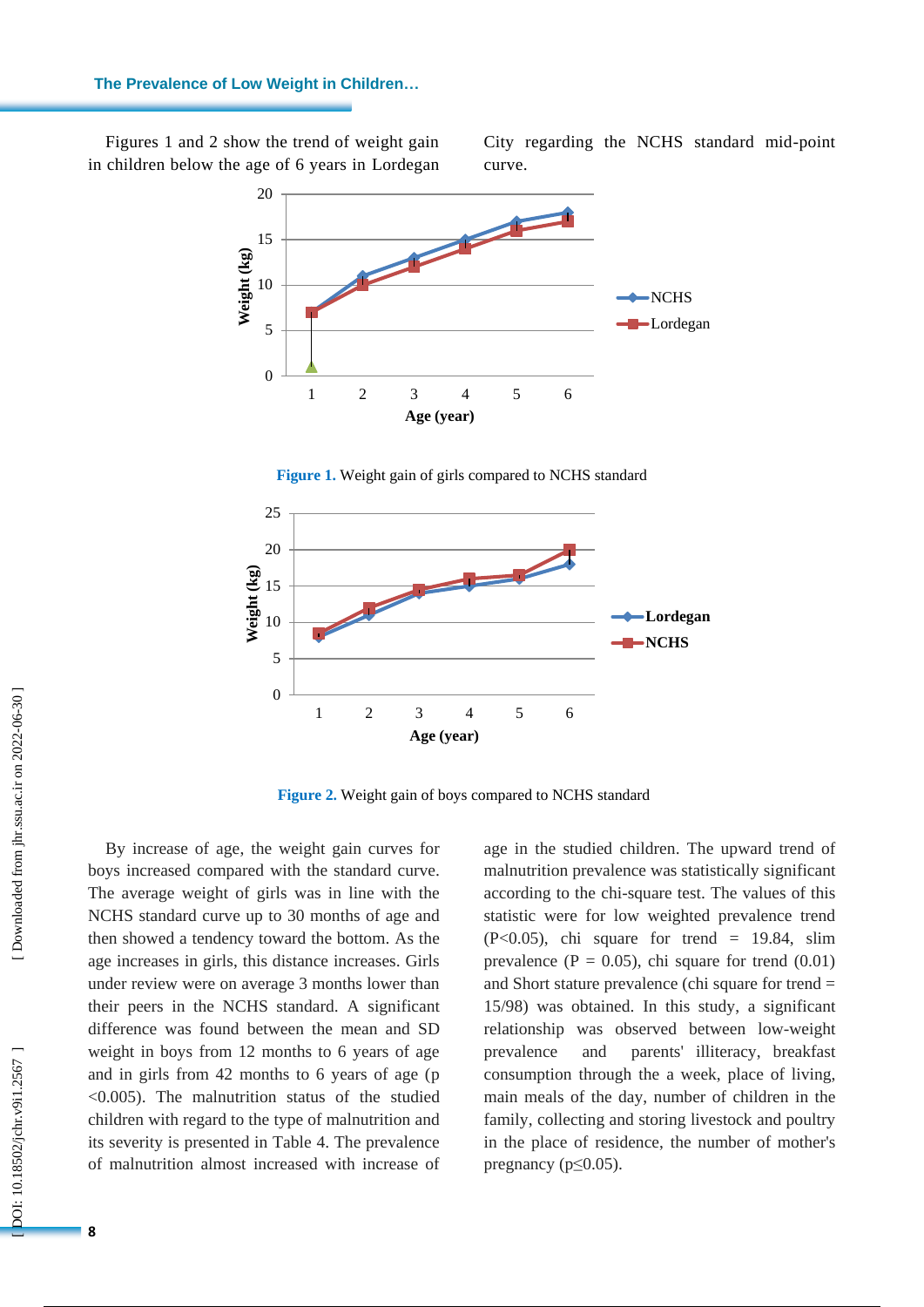Figures 1 and 2 show the trend of weight gain in children below the age of 6 years in Lordegan City regarding the NCHS standard mid-point curve.

20
15
10
5
0
Weight (kg)
1 2 3 4 5 6
Age (year)
NCHS
Lordegan

**Figure 1.** Weight gain of girls compared to NCHS standard

25
20
15
10
5
0
Weight (kg)
1 2 3 4 5 6
Age (year)
Lordegan
NCHS

**Figure 2.** Weight gain of boys compared to NCHS standard

By increase of age, the weight gain curves for boys increased compared with the standard curve. The average weight of girls was in line with the NCHS standard curve up to 30 months of age and then showed a tendency toward the bottom. As the age increases in girls, this distance increases. Girls under review were on average 3 months lower than their peers in the NCHS standard. A significant difference was found between the mean and SD weight in boys from 12 months to 6 years of age and in girls from 42 months to 6 years of age ($p < 0.005$). The malnutrition status of the studied children with regard to the type of malnutrition and its severity is presented in Table 4. The prevalence of malnutrition almost increased with increase of age in the studied children. The upward trend of malnutrition prevalence was statistically significant according to the chi-square test. The values of this statistic were for low weighted prevalence trend ($P<0.05$), chi square for trend = 19.84, slim prevalence ($P = 0.05$), chi square for trend (0.01) and Short stature prevalence (chi square for trend = 15/98) was obtained. In this study, a significant relationship was observed between low-weight prevalence and parents' illiteracy, breakfast consumption through the a week, place of living, main meals of the day, number of children in the family, collecting and storing livestock and poultry in the place of residence, the number of mother's pregnancy ($p \leq 0.05$).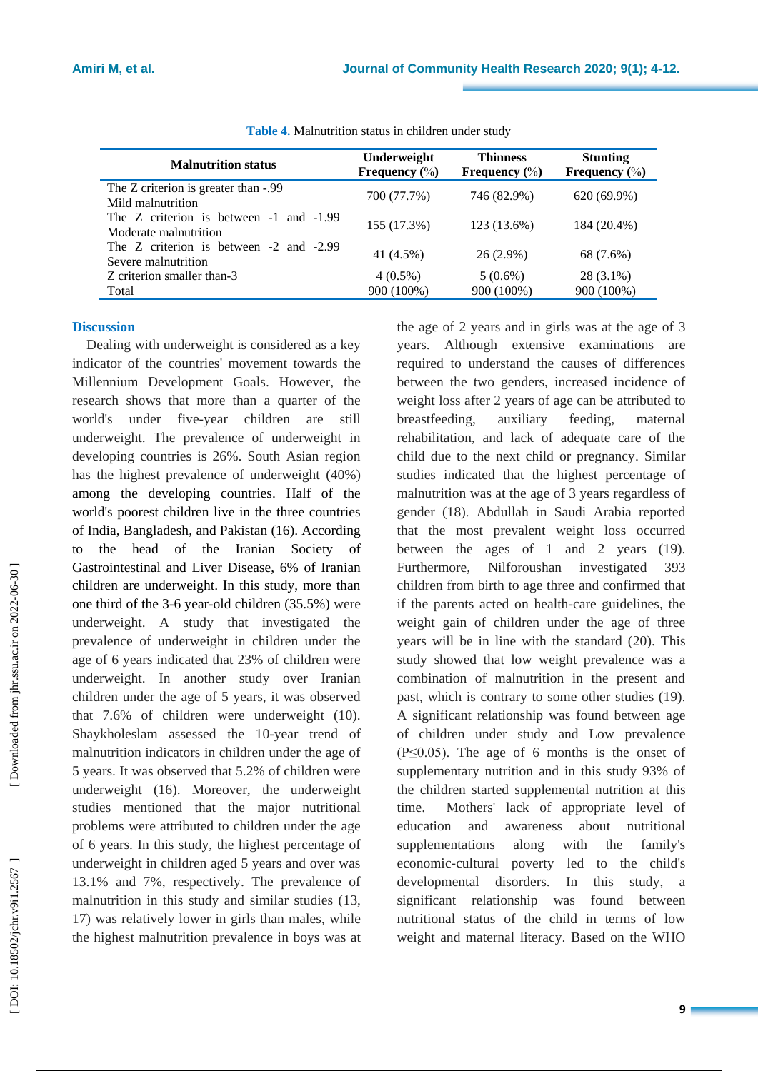**Table 4.** Malnutrition status in children under study

| Malnutrition status | Underweight Frequency (%) | Thinness Frequency (%) | Stunting Frequency (%) |
|---|---|---|---|
| The Z criterion is greater than -.99 Mild malnutrition | 700 (77.7%) | 746 (82.9%) | 620 (69.9%) |
| The Z criterion is between -1 and -1.99 Moderate malnutrition | 155 (17.3%) | 123 (13.6%) | 184 (20.4%) |
| The Z criterion is between -2 and -2.99 Severe malnutrition | 41 (4.5%) | 26 (2.9%) | 68 (7.6%) |
| Z criterion smaller than-3 | 4 (0.5%) | 5 (0.6%) | 28 (3.1%) |
| Total | 900 (100%) | 900 (100%) | 900 (100%) |

## Discussion

Dealing with underweight is considered as a key indicator of the countries' movement towards the Millennium Development Goals. However, the research shows that more than a quarter of the world's under five-year children are still underweight. The prevalence of underweight in developing countries is 26%. South Asian region has the highest prevalence of underweight (40%) among the developing countries. Half of the world's poorest children live in the three countries of India, Bangladesh, and Pakistan (16). According to the head of the Iranian Society of Gastrointestinal and Liver Disease, 6% of Iranian children are underweight. In this study, more than one third of the 3-6 year-old children (35.5%) were underweight. A study that investigated the prevalence of underweight in children under the age of 6 years indicated that 23% of children were underweight. In another study over Iranian children under the age of 5 years, it was observed that 7.6% of children were underweight (10). Shaykholeslam assessed the 10-year trend of malnutrition indicators in children under the age of 5 years. It was observed that 5.2% of children were underweight (16). Moreover, the underweight studies mentioned that the major nutritional problems were attributed to children under the age of 6 years. In this study, the highest percentage of underweight in children aged 5 years and over was 13.1% and 7%, respectively. The prevalence of malnutrition in this study and similar studies (13, 17) was relatively lower in girls than males, while the highest malnutrition prevalence in boys was at the age of 2 years and in girls was at the age of 3 years. Although extensive examinations are required to understand the causes of differences between the two genders, increased incidence of weight loss after 2 years of age can be attributed to breastfeeding, auxiliary feeding, maternal rehabilitation, and lack of adequate care of the child due to the next child or pregnancy. Similar studies indicated that the highest percentage of malnutrition was at the age of 3 years regardless of gender (18). Abdullah in Saudi Arabia reported that the most prevalent weight loss occurred between the ages of 1 and 2 years (19). Furthermore, Nilforoushan investigated 393 children from birth to age three and confirmed that if the parents acted on health-care guidelines, the weight gain of children under the age of three years will be in line with the standard (20). This study showed that low weight prevalence was a combination of malnutrition in the present and past, which is contrary to some other studies (19). A significant relationship was found between age of children under study and Low prevalence ($P \leq 0.05$). The age of 6 months is the onset of supplementary nutrition and in this study 93% of the children started supplemental nutrition at this time. Mothers' lack of appropriate level of education and awareness about nutritional supplementations along with the family's economic-cultural poverty led to the child's developmental disorders. In this study, a significant relationship was found between nutritional status of the child in terms of low weight and maternal literacy. Based on the WHO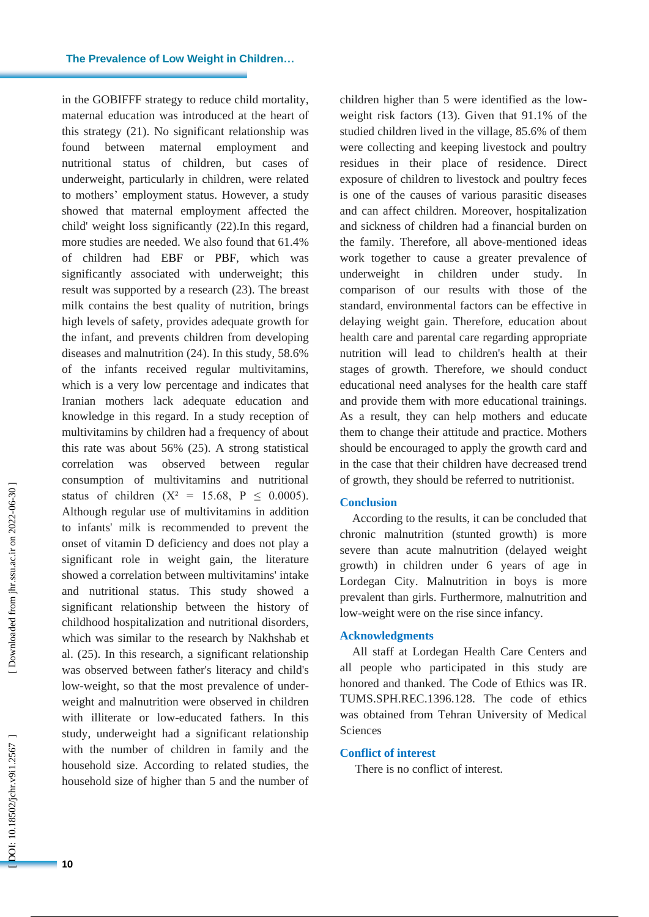in the GOBIFFF strategy to reduce child mortality, maternal education was introduced at the heart of this strategy (21). No significant relationship was found between maternal employment and nutritional status of children, but cases of underweight, particularly in children, were related to mothers' employment status. However, a study showed that maternal employment affected the child' weight loss significantly (22).In this regard, more studies are needed. We also found that 61.4% of children had EBF or PBF, which was significantly associated with underweight; this result was supported by a research (23). The breast milk contains the best quality of nutrition, brings high levels of safety, provides adequate growth for the infant, and prevents children from developing diseases and malnutrition (24). In this study, 58.6% of the infants received regular multivitamins, which is a very low percentage and indicates that Iranian mothers lack adequate education and knowledge in this regard. In a study reception of multivitamins by children had a frequency of about this rate was about 56% (25). A strong statistical correlation was observed between regular consumption of multivitamins and nutritional status of children ($X^2$ = 15.68, $P \leq 0.0005$). Although regular use of multivitamins in addition to infants' milk is recommended to prevent the onset of vitamin D deficiency and does not play a significant role in weight gain, the literature showed a correlation between multivitamins' intake and nutritional status. This study showed a significant relationship between the history of childhood hospitalization and nutritional disorders, which was similar to the research by Nakhshab et al. (25). In this research, a significant relationship was observed between father's literacy and child's low-weight, so that the most prevalence of under-weight and malnutrition were observed in children with illiterate or low-educated fathers. In this study, underweight had a significant relationship with the number of children in family and the household size. According to related studies, the household size of higher than 5 and the number of children higher than 5 were identified as the low-weight risk factors (13). Given that 91.1% of the studied children lived in the village, 85.6% of them were collecting and keeping livestock and poultry residues in their place of residence. Direct exposure of children to livestock and poultry feces is one of the causes of various parasitic diseases and can affect children. Moreover, hospitalization and sickness of children had a financial burden on the family. Therefore, all above-mentioned ideas work together to cause a greater prevalence of underweight in children under study. In comparison of our results with those of the standard, environmental factors can be effective in delaying weight gain. Therefore, education about health care and parental care regarding appropriate nutrition will lead to children's health at their stages of growth. Therefore, we should conduct educational need analyses for the health care staff and provide them with more educational trainings. As a result, they can help mothers and educate them to change their attitude and practice. Mothers should be encouraged to apply the growth card and in the case that their children have decreased trend of growth, they should be referred to nutritionist.

## Conclusion

According to the results, it can be concluded that chronic malnutrition (stunted growth) is more severe than acute malnutrition (delayed weight growth) in children under 6 years of age in Lordegan City. Malnutrition in boys is more prevalent than girls. Furthermore, malnutrition and low-weight were on the rise since infancy.

## Acknowledgments

All staff at Lordegan Health Care Centers and all people who participated in this study are honored and thanked. The Code of Ethics was IR. TUMS.SPH.REC.1396.128. The code of ethics was obtained from Tehran University of Medical Sciences

## Conflict of interest

There is no conflict of interest.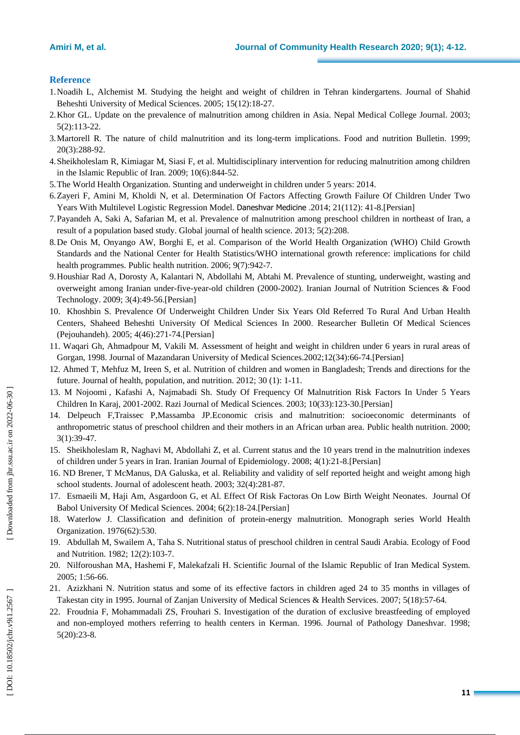## Reference

1. Noadih L, Alchemist M. Studying the height and weight of children in Tehran kindergartens. Journal of Shahid Beheshti University of Medical Sciences. 2005; 15(12):18-27.
2. Khor GL. Update on the prevalence of malnutrition among children in Asia. Nepal Medical College Journal. 2003; 5(2):113-22.
3. Martorell R. The nature of child malnutrition and its long-term implications. Food and nutrition Bulletin. 1999; 20(3):288-92.
4. Sheikholeslam R, Kimiagar M, Siasi F, et al. Multidisciplinary intervention for reducing malnutrition among children in the Islamic Republic of Iran. 2009; 10(6):844-52.
5. The World Health Organization. Stunting and underweight in children under 5 years: 2014.
6. Zayeri F, Amini M, Kholdi N, et al. Determination Of Factors Affecting Growth Failure Of Children Under Two Years With Multilevel Logistic Regression Model. Daneshvar Medicine .2014; 21(112): 41-8.[Persian]
7. Payandeh A, Saki A, Safarian M, et al. Prevalence of malnutrition among preschool children in northeast of Iran, a result of a population based study. Global journal of health science. 2013; 5(2):208.
8. De Onis M, Onyango AW, Borghi E, et al. Comparison of the World Health Organization (WHO) Child Growth Standards and the National Center for Health Statistics/WHO international growth reference: implications for child health programmes. Public health nutrition. 2006; 9(7):942-7.
9. Houshiar Rad A, Dorosty A, Kalantari N, Abdollahi M, Abtahi M. Prevalence of stunting, underweight, wasting and overweight among Iranian under-five-year-old children (2000-2002). Iranian Journal of Nutrition Sciences & Food Technology. 2009; 3(4):49-56.[Persian]
10. Khoshbin S. Prevalence Of Underweight Children Under Six Years Old Referred To Rural And Urban Health Centers, Shaheed Beheshti University Of Medical Sciences In 2000. Researcher Bulletin Of Medical Sciences (Pejouhandeh). 2005; 4(46):271-74.[Persian]
11. Waqari Gh, Ahmadpour M, Vakili M. Assessment of height and weight in children under 6 years in rural areas of Gorgan, 1998. Journal of Mazandaran University of Medical Sciences.2002;12(34):66-74.[Persian]
12. Ahmed T, Mehfuz M, Ireen S, et al. Nutrition of children and women in Bangladesh; Trends and directions for the future. Journal of health, population, and nutrition. 2012; 30 (1): 1-11.
13. M Nojoomi , Kafashi A, Najmabadi Sh. Study Of Frequency Of Malnutrition Risk Factors In Under 5 Years Children In Karaj, 2001-2002. Razi Journal of Medical Sciences. 2003; 10(33):123-30.[Persian]
14. Delpeuch F,Traissec P,Massamba JP.Economic crisis and malnutrition: socioeconomic determinants of anthropometric status of preschool children and their mothers in an African urban area. Public health nutrition. 2000; 3(1):39-47.
15. Sheikholeslam R, Naghavi M, Abdollahi Z, et al. Current status and the 10 years trend in the malnutrition indexes of children under 5 years in Iran. Iranian Journal of Epidemiology. 2008; 4(1):21-8.[Persian]
16. ND Brener, T McManus, DA Galuska, et al. Reliability and validity of self reported height and weight among high school students. Journal of adolescent heath. 2003; 32(4):281-87.
17. Esmaeili M, Haji Am, Asgardoon G, et Al. Effect Of Risk Factoras On Low Birth Weight Neonates. Journal Of Babol University Of Medical Sciences. 2004; 6(2):18-24.[Persian]
18. Waterlow J. Classification and definition of protein-energy malnutrition. Monograph series World Health Organization. 1976(62):530.
19. Abdullah M, Swailem A, Taha S. Nutritional status of preschool children in central Saudi Arabia. Ecology of Food and Nutrition. 1982; 12(2):103-7.
20. Nilforoushan MA, Hashemi F, Malekafzali H. Scientific Journal of the Islamic Republic of Iran Medical System. 2005; 1:56-66.
21. Azizkhani N. Nutrition status and some of its effective factors in children aged 24 to 35 months in villages of Takestan city in 1995. Journal of Zanjan University of Medical Sciences & Health Services. 2007; 5(18):57-64.
22. Froudnia F, Mohammadali ZS, Frouhari S. Investigation of the duration of exclusive breastfeeding of employed and non-employed mothers referring to health centers in Kerman. 1996. Journal of Pathology Daneshvar. 1998; 5(20):23-8.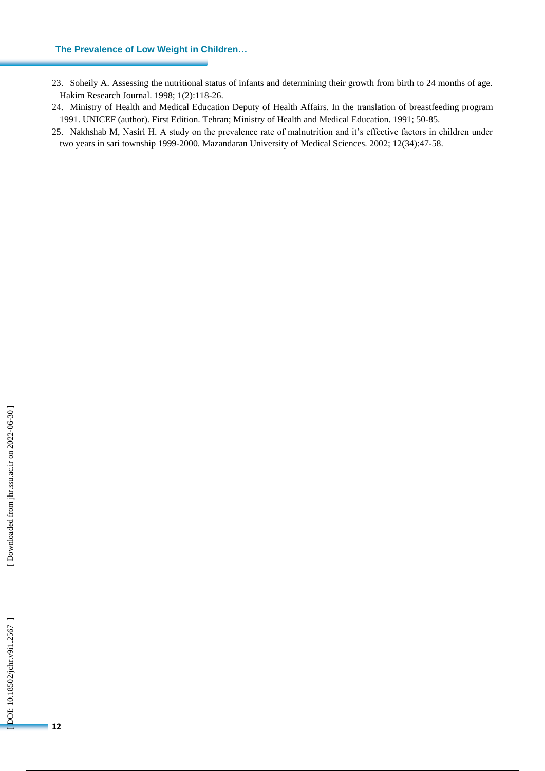23. Soheily A. Assessing the nutritional status of infants and determining their growth from birth to 24 months of age. Hakim Research Journal. 1998; 1(2):118-26.
24. Ministry of Health and Medical Education Deputy of Health Affairs. In the translation of breastfeeding program 1991. UNICEF (author). First Edition. Tehran; Ministry of Health and Medical Education. 1991; 50-85.
25. Nakhshab M, Nasiri H. A study on the prevalence rate of malnutrition and it's effective factors in children under two years in sari township 1999-2000. Mazandaran University of Medical Sciences. 2002; 12(34):47-58.